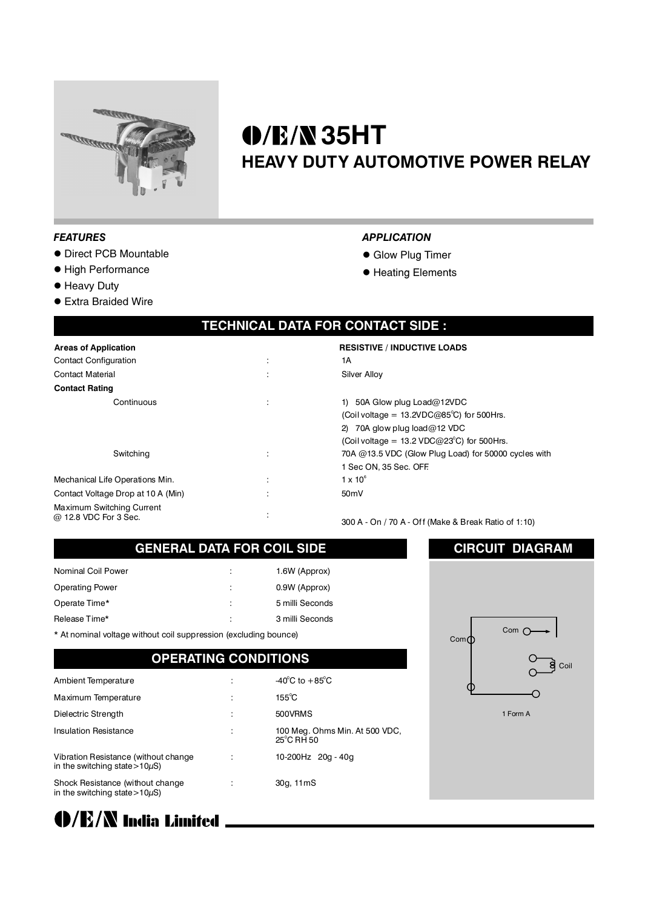# O/E/N 35HT

## HEAVY DUTY AUTOMOTIVE POWER RELAY

### *FEATURES*

- Direct PCB Mountable
- High Performance
- Heavy Duty
- Extra Braided Wire

### *APPLICATION*

- Glow Plug Timer
- Heating Elements

## TECHNICAL DATA FOR CONTACT SIDE :

| **Areas of Application** | | **RESISTIVE / INDUCTIVE LOADS** |
|---|---|---|
| Contact Configuration | : | 1A |
| Contact Material | : | Silver Alloy |
| **Contact Rating** | | |
| Continuous | : | 1) 50A Glow plug Load@12VDC (Coil voltage = 13.2VDC@85°C) for 500Hrs.<br>2) 70A glow plug load@12 VDC (Coil voltage = 13.2 VDC@23°C) for 500Hrs. |
| Switching | : | 70A @13.5 VDC (Glow Plug Load) for 50000 cycles with 1 Sec ON, 35 Sec. OFF. |
| Mechanical Life Operations Min. | : | $1 \times 10^6$ |
| Contact Voltage Drop at 10 A (Min) | : | 50mV |
| Maximum Switching Current @ 12.8 VDC For 3 Sec. | : | 300 A - On / 70 A - Off (Make & Break Ratio of 1:10) |

## GENERAL DATA FOR COIL SIDE

| | | |
|---|---|---|
| Nominal Coil Power | : | 1.6W (Approx) |
| Operating Power | : | 0.9W (Approx) |
| Operate Time* | : | 5 milli Seconds |
| Release Time* | : | 3 milli Seconds |

\* At nominal voltage without coil suppression (excluding bounce)

## OPERATING CONDITIONS

| | | |
|---|---|---|
| Ambient Temperature | : | -40°C to +85°C |
| Maximum Temperature | : | 155°C |
| Dielectric Strength | : | 500VRMS |
| Insulation Resistance | : | 100 Meg. Ohms Min. At 500 VDC, 25°C RH 50 |
| Vibration Resistance (without change in the switching state>10µS) | : | 10-200Hz 20g - 40g |
| Shock Resistance (without change in the switching state>10µS) | : | 30g, 11mS |

## CIRCUIT DIAGRAM

Com

Com

Coil

1 Form A

**O/E/N India Limited**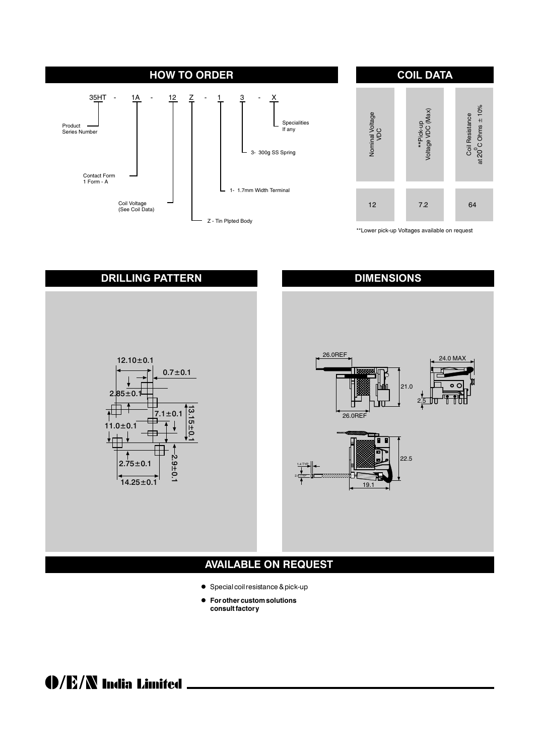## HOW TO ORDER

35HT - 1A - 12 Z - 1 3 - X

- Product Series Number: 35HT
- Contact Form: 1 Form - A
- Coil Voltage (See Coil Data)
- Z - Tin Plpted Body
- 1- 1.7mm Width Terminal
- 3- 300g SS Spring
- Specialities If any

## COIL DATA

| Nominal Voltage VDC | **Pick-up Voltage VDC (Max) | Coil Resistance at $20^0$C Ohms ± 10% |
|---|---|---|
| 12 | 7.2 | 64 |

**Lower pick-up Voltages available on request

## DRILLING PATTERN

12.10±0.1
0.7±0.1
2.85±0.1
7.1±0.1
13.15±0.1
11.0±0.1
2.75±0.1
2.9±0.1
14.25±0.1

## DIMENSIONS

26.0REF
21.0
26.0REF
24.0 MAX
2.5
22.5
1.4 TYP
2.5 TYP
19.1

## AVAILABLE ON REQUEST

- Special coil resistance & pick-up
- **For other custom solutions consult factory**

**O/E/N India Limited**